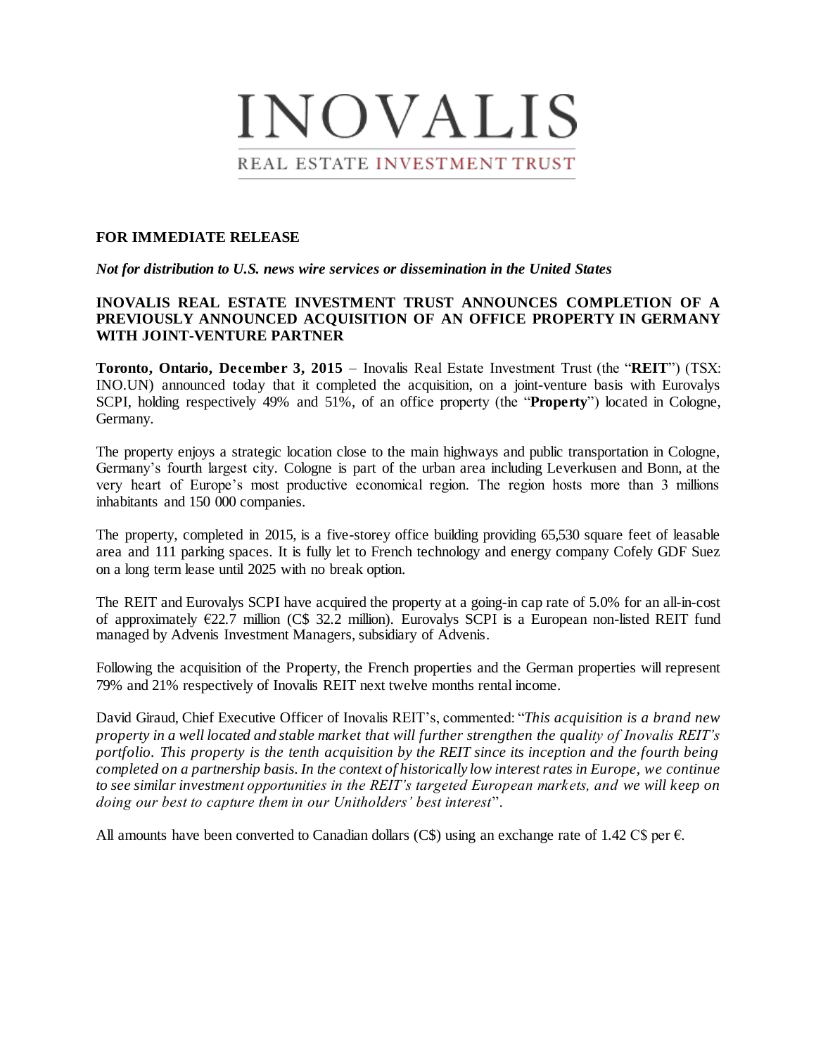# INOVALIS

REAL ESTATE INVESTMENT TRUST

**FOR IMMEDIATE RELEASE**

***Not for distribution to U.S. news wire services or dissemination in the United States***

**INOVALIS REAL ESTATE INVESTMENT TRUST ANNOUNCES COMPLETION OF A PREVIOUSLY ANNOUNCED ACQUISITION OF AN OFFICE PROPERTY IN GERMANY WITH JOINT-VENTURE PARTNER**

**Toronto, Ontario, December 3, 2015** – Inovalis Real Estate Investment Trust (the "**REIT**") (TSX: INO.UN) announced today that it completed the acquisition, on a joint-venture basis with Eurovalys SCPI, holding respectively 49% and 51%, of an office property (the "**Property**") located in Cologne, Germany.

The property enjoys a strategic location close to the main highways and public transportation in Cologne, Germany's fourth largest city. Cologne is part of the urban area including Leverkusen and Bonn, at the very heart of Europe's most productive economical region. The region hosts more than 3 millions inhabitants and 150 000 companies.

The property, completed in 2015, is a five-storey office building providing 65,530 square feet of leasable area and 111 parking spaces. It is fully let to French technology and energy company Cofely GDF Suez on a long term lease until 2025 with no break option.

The REIT and Eurovalys SCPI have acquired the property at a going-in cap rate of 5.0% for an all-in-cost of approximately €22.7 million (C$ 32.2 million). Eurovalys SCPI is a European non-listed REIT fund managed by Advenis Investment Managers, subsidiary of Advenis.

Following the acquisition of the Property, the French properties and the German properties will represent 79% and 21% respectively of Inovalis REIT next twelve months rental income.

David Giraud, Chief Executive Officer of Inovalis REIT's, commented: "*This acquisition is a brand new property in a well located and stable market that will further strengthen the quality of Inovalis REIT's portfolio. This property is the tenth acquisition by the REIT since its inception and the fourth being completed on a partnership basis. In the context of historically low interest rates in Europe, we continue to see similar investment opportunities in the REIT's targeted European markets, and we will keep on doing our best to capture them in our Unitholders' best interest*".

All amounts have been converted to Canadian dollars (C$) using an exchange rate of 1.42 C$ per €.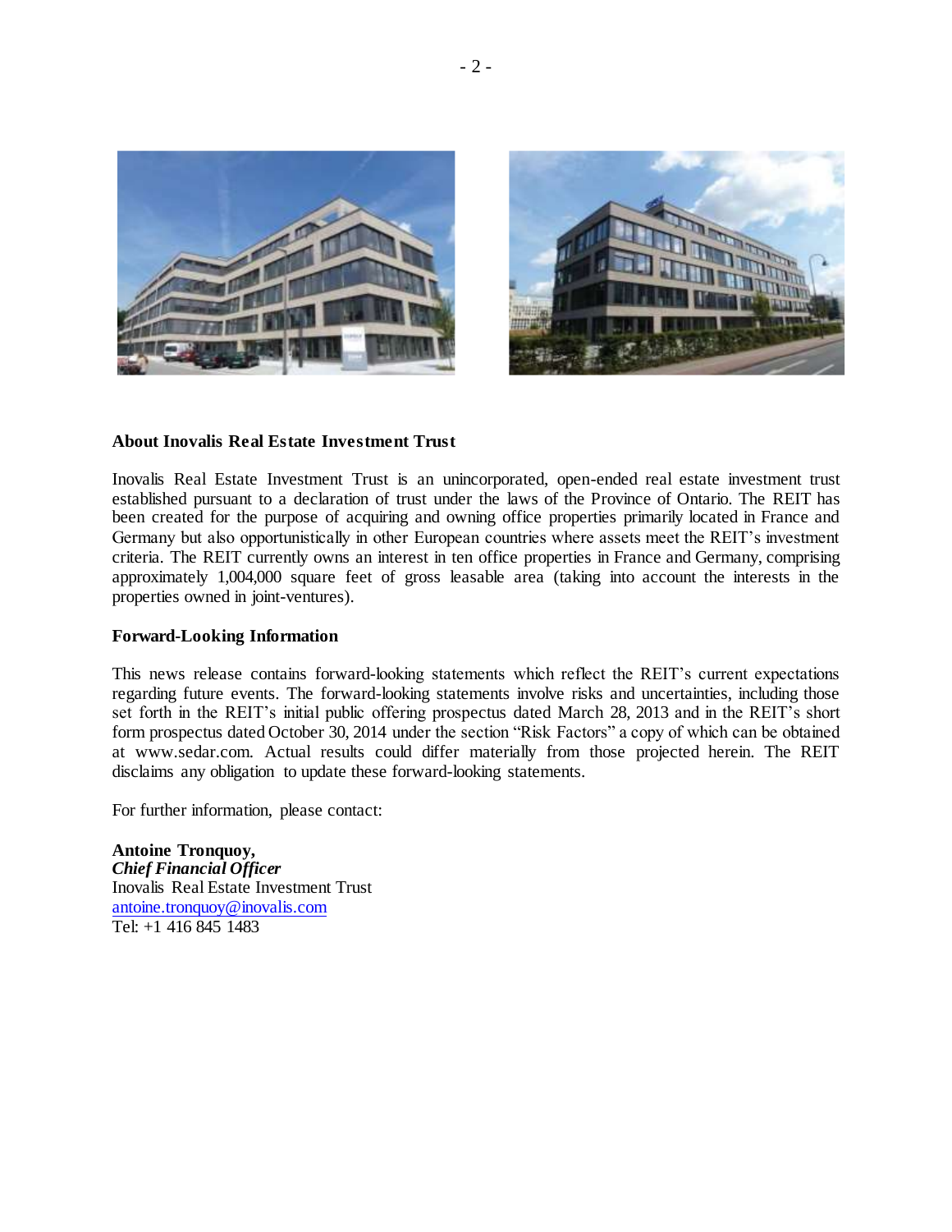**About Inovalis Real Estate Investment Trust**

Inovalis Real Estate Investment Trust is an unincorporated, open-ended real estate investment trust established pursuant to a declaration of trust under the laws of the Province of Ontario. The REIT has been created for the purpose of acquiring and owning office properties primarily located in France and Germany but also opportunistically in other European countries where assets meet the REIT's investment criteria. The REIT currently owns an interest in ten office properties in France and Germany, comprising approximately 1,004,000 square feet of gross leasable area (taking into account the interests in the properties owned in joint-ventures).

**Forward-Looking Information**

This news release contains forward-looking statements which reflect the REIT's current expectations regarding future events. The forward-looking statements involve risks and uncertainties, including those set forth in the REIT's initial public offering prospectus dated March 28, 2013 and in the REIT's short form prospectus dated October 30, 2014 under the section "Risk Factors" a copy of which can be obtained at www.sedar.com. Actual results could differ materially from those projected herein. The REIT disclaims any obligation to update these forward-looking statements.

For further information, please contact:

**Antoine Tronquoy,**
***Chief Financial Officer***
Inovalis Real Estate Investment Trust
antoine.tronquoy@inovalis.com
Tel: +1 416 845 1483